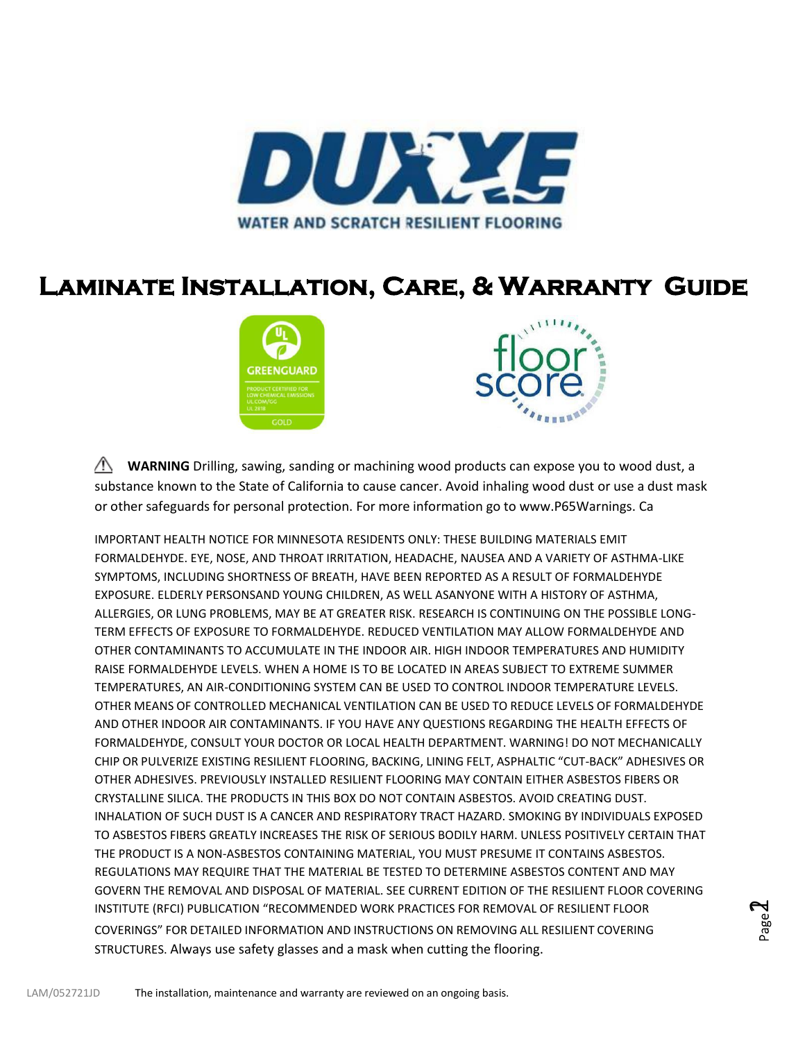DUXXE

WATER AND SCRATCH RESILIENT FLOORING

# Laminate Installation, Care, & Warranty Guide

⚠ **WARNING** Drilling, sawing, sanding or machining wood products can expose you to wood dust, a substance known to the State of California to cause cancer. Avoid inhaling wood dust or use a dust mask or other safeguards for personal protection. For more information go to www.P65Warnings. Ca

IMPORTANT HEALTH NOTICE FOR MINNESOTA RESIDENTS ONLY: THESE BUILDING MATERIALS EMIT FORMALDEHYDE. EYE, NOSE, AND THROAT IRRITATION, HEADACHE, NAUSEA AND A VARIETY OF ASTHMA-LIKE SYMPTOMS, INCLUDING SHORTNESS OF BREATH, HAVE BEEN REPORTED AS A RESULT OF FORMALDEHYDE EXPOSURE. ELDERLY PERSONSAND YOUNG CHILDREN, AS WELL ASANYONE WITH A HISTORY OF ASTHMA, ALLERGIES, OR LUNG PROBLEMS, MAY BE AT GREATER RISK. RESEARCH IS CONTINUING ON THE POSSIBLE LONG-TERM EFFECTS OF EXPOSURE TO FORMALDEHYDE. REDUCED VENTILATION MAY ALLOW FORMALDEHYDE AND OTHER CONTAMINANTS TO ACCUMULATE IN THE INDOOR AIR. HIGH INDOOR TEMPERATURES AND HUMIDITY RAISE FORMALDEHYDE LEVELS. WHEN A HOME IS TO BE LOCATED IN AREAS SUBJECT TO EXTREME SUMMER TEMPERATURES, AN AIR-CONDITIONING SYSTEM CAN BE USED TO CONTROL INDOOR TEMPERATURE LEVELS. OTHER MEANS OF CONTROLLED MECHANICAL VENTILATION CAN BE USED TO REDUCE LEVELS OF FORMALDEHYDE AND OTHER INDOOR AIR CONTAMINANTS. IF YOU HAVE ANY QUESTIONS REGARDING THE HEALTH EFFECTS OF FORMALDEHYDE, CONSULT YOUR DOCTOR OR LOCAL HEALTH DEPARTMENT. WARNING! DO NOT MECHANICALLY CHIP OR PULVERIZE EXISTING RESILIENT FLOORING, BACKING, LINING FELT, ASPHALTIC "CUT-BACK" ADHESIVES OR OTHER ADHESIVES. PREVIOUSLY INSTALLED RESILIENT FLOORING MAY CONTAIN EITHER ASBESTOS FIBERS OR CRYSTALLINE SILICA. THE PRODUCTS IN THIS BOX DO NOT CONTAIN ASBESTOS. AVOID CREATING DUST. INHALATION OF SUCH DUST IS A CANCER AND RESPIRATORY TRACT HAZARD. SMOKING BY INDIVIDUALS EXPOSED TO ASBESTOS FIBERS GREATLY INCREASES THE RISK OF SERIOUS BODILY HARM. UNLESS POSITIVELY CERTAIN THAT THE PRODUCT IS A NON-ASBESTOS CONTAINING MATERIAL, YOU MUST PRESUME IT CONTAINS ASBESTOS. REGULATIONS MAY REQUIRE THAT THE MATERIAL BE TESTED TO DETERMINE ASBESTOS CONTENT AND MAY GOVERN THE REMOVAL AND DISPOSAL OF MATERIAL. SEE CURRENT EDITION OF THE RESILIENT FLOOR COVERING INSTITUTE (RFCI) PUBLICATION "RECOMMENDED WORK PRACTICES FOR REMOVAL OF RESILIENT FLOOR COVERINGS" FOR DETAILED INFORMATION AND INSTRUCTIONS ON REMOVING ALL RESILIENT COVERING STRUCTURES. Always use safety glasses and a mask when cutting the flooring.

LAM/052721JD The installation, maintenance and warranty are reviewed on an ongoing basis.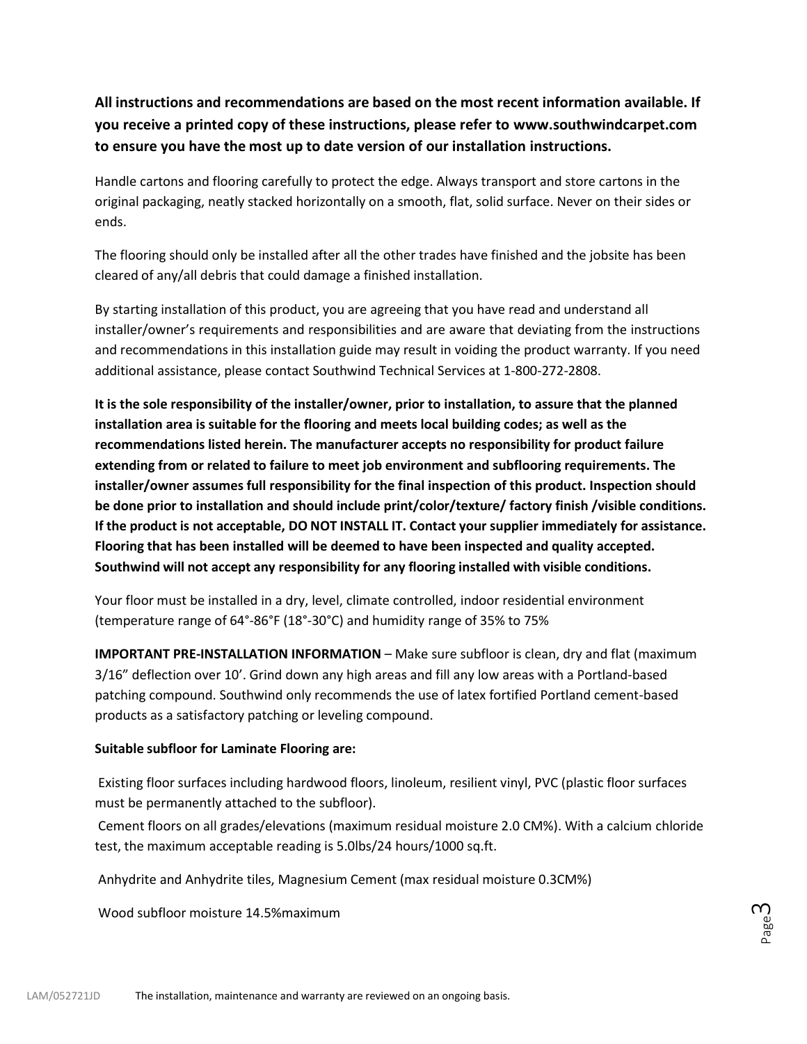**All instructions and recommendations are based on the most recent information available. If you receive a printed copy of these instructions, please refer to www.southwindcarpet.com to ensure you have the most up to date version of our installation instructions.**

Handle cartons and flooring carefully to protect the edge. Always transport and store cartons in the original packaging, neatly stacked horizontally on a smooth, flat, solid surface. Never on their sides or ends.

The flooring should only be installed after all the other trades have finished and the jobsite has been cleared of any/all debris that could damage a finished installation.

By starting installation of this product, you are agreeing that you have read and understand all installer/owner's requirements and responsibilities and are aware that deviating from the instructions and recommendations in this installation guide may result in voiding the product warranty. If you need additional assistance, please contact Southwind Technical Services at 1-800-272-2808.

**It is the sole responsibility of the installer/owner, prior to installation, to assure that the planned installation area is suitable for the flooring and meets local building codes; as well as the recommendations listed herein. The manufacturer accepts no responsibility for product failure extending from or related to failure to meet job environment and subflooring requirements. The installer/owner assumes full responsibility for the final inspection of this product. Inspection should be done prior to installation and should include print/color/texture/ factory finish /visible conditions. If the product is not acceptable, DO NOT INSTALL IT. Contact your supplier immediately for assistance. Flooring that has been installed will be deemed to have been inspected and quality accepted. Southwind will not accept any responsibility for any flooring installed with visible conditions.**

Your floor must be installed in a dry, level, climate controlled, indoor residential environment (temperature range of 64°-86°F (18°-30°C) and humidity range of 35% to 75%

**IMPORTANT PRE-INSTALLATION INFORMATION** – Make sure subfloor is clean, dry and flat (maximum 3/16" deflection over 10'. Grind down any high areas and fill any low areas with a Portland-based patching compound. Southwind only recommends the use of latex fortified Portland cement-based products as a satisfactory patching or leveling compound.

**Suitable subfloor for Laminate Flooring are:**

Existing floor surfaces including hardwood floors, linoleum, resilient vinyl, PVC (plastic floor surfaces must be permanently attached to the subfloor).

Cement floors on all grades/elevations (maximum residual moisture 2.0 CM%). With a calcium chloride test, the maximum acceptable reading is 5.0lbs/24 hours/1000 sq.ft.

Anhydrite and Anhydrite tiles, Magnesium Cement (max residual moisture 0.3CM%)

Wood subfloor moisture 14.5%maximum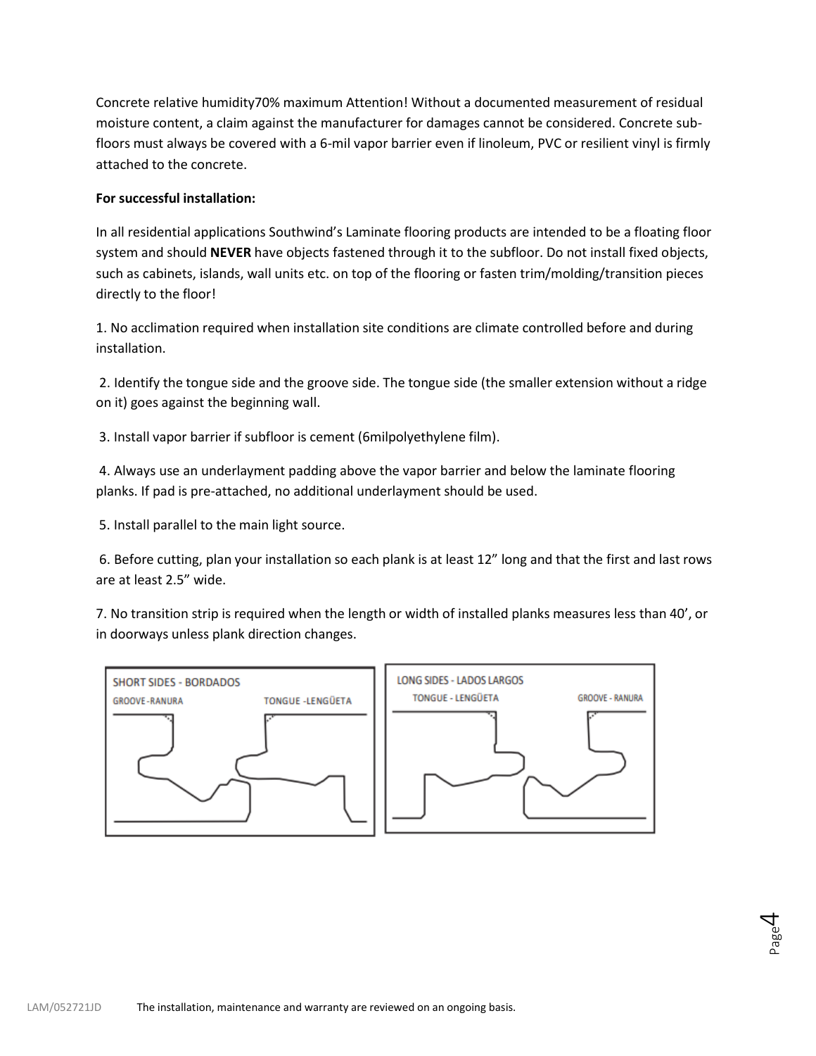Concrete relative humidity70% maximum Attention! Without a documented measurement of residual moisture content, a claim against the manufacturer for damages cannot be considered. Concrete sub-floors must always be covered with a 6-mil vapor barrier even if linoleum, PVC or resilient vinyl is firmly attached to the concrete.

**For successful installation:**

In all residential applications Southwind's Laminate flooring products are intended to be a floating floor system and should **NEVER** have objects fastened through it to the subfloor. Do not install fixed objects, such as cabinets, islands, wall units etc. on top of the flooring or fasten trim/molding/transition pieces directly to the floor!

1. No acclimation required when installation site conditions are climate controlled before and during installation.

2. Identify the tongue side and the groove side. The tongue side (the smaller extension without a ridge on it) goes against the beginning wall.

3. Install vapor barrier if subfloor is cement (6milpolyethylene film).

4. Always use an underlayment padding above the vapor barrier and below the laminate flooring planks. If pad is pre-attached, no additional underlayment should be used.

5. Install parallel to the main light source.

6. Before cutting, plan your installation so each plank is at least 12" long and that the first and last rows are at least 2.5" wide.

7. No transition strip is required when the length or width of installed planks measures less than 40', or in doorways unless plank direction changes.

SHORT SIDES - BORDADOS

GROOVE - RANURA TONGUE - LENGÜETA

LONG SIDES - LADOS LARGOS

TONGUE - LENGÜETA GROOVE - RANURA

LAM/052721JD The installation, maintenance and warranty are reviewed on an ongoing basis.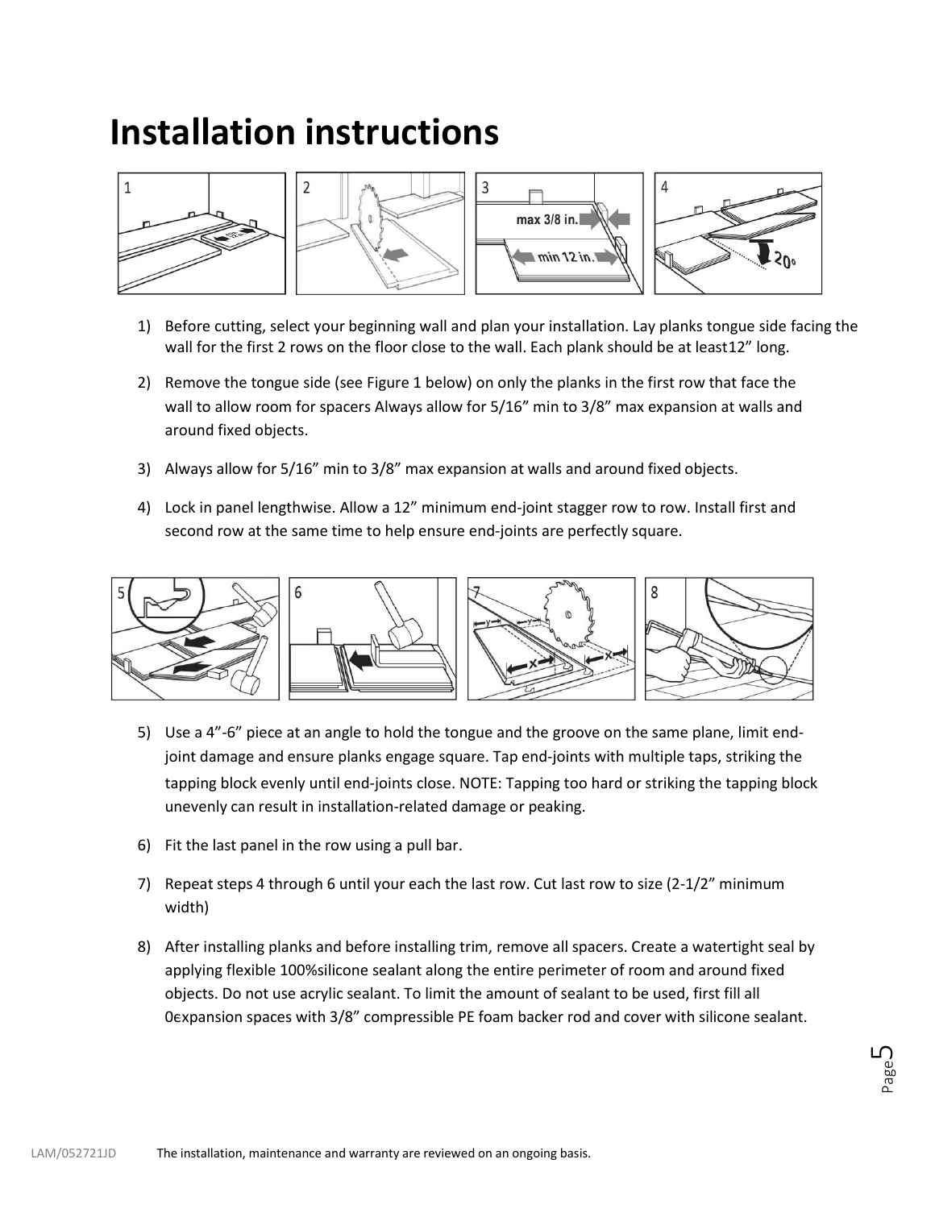# Installation instructions

1) Before cutting, select your beginning wall and plan your installation. Lay planks tongue side facing the wall for the first 2 rows on the floor close to the wall. Each plank should be at least12" long.

2) Remove the tongue side (see Figure 1 below) on only the planks in the first row that face the wall to allow room for spacers Always allow for 5/16" min to 3/8" max expansion at walls and around fixed objects.

3) Always allow for 5/16" min to 3/8" max expansion at walls and around fixed objects.

4) Lock in panel lengthwise. Allow a 12" minimum end-joint stagger row to row. Install first and second row at the same time to help ensure end-joints are perfectly square.

5) Use a 4"-6" piece at an angle to hold the tongue and the groove on the same plane, limit end-joint damage and ensure planks engage square. Tap end-joints with multiple taps, striking the tapping block evenly until end-joints close. NOTE: Tapping too hard or striking the tapping block unevenly can result in installation-related damage or peaking.

6) Fit the last panel in the row using a pull bar.

7) Repeat steps 4 through 6 until your each the last row. Cut last row to size (2-1/2" minimum width)

8) After installing planks and before installing trim, remove all spacers. Create a watertight seal by applying flexible 100%silicone sealant along the entire perimeter of room and around fixed objects. Do not use acrylic sealant. To limit the amount of sealant to be used, first fill all 0expansion spaces with 3/8" compressible PE foam backer rod and cover with silicone sealant.

LAM/052721JD The installation, maintenance and warranty are reviewed on an ongoing basis.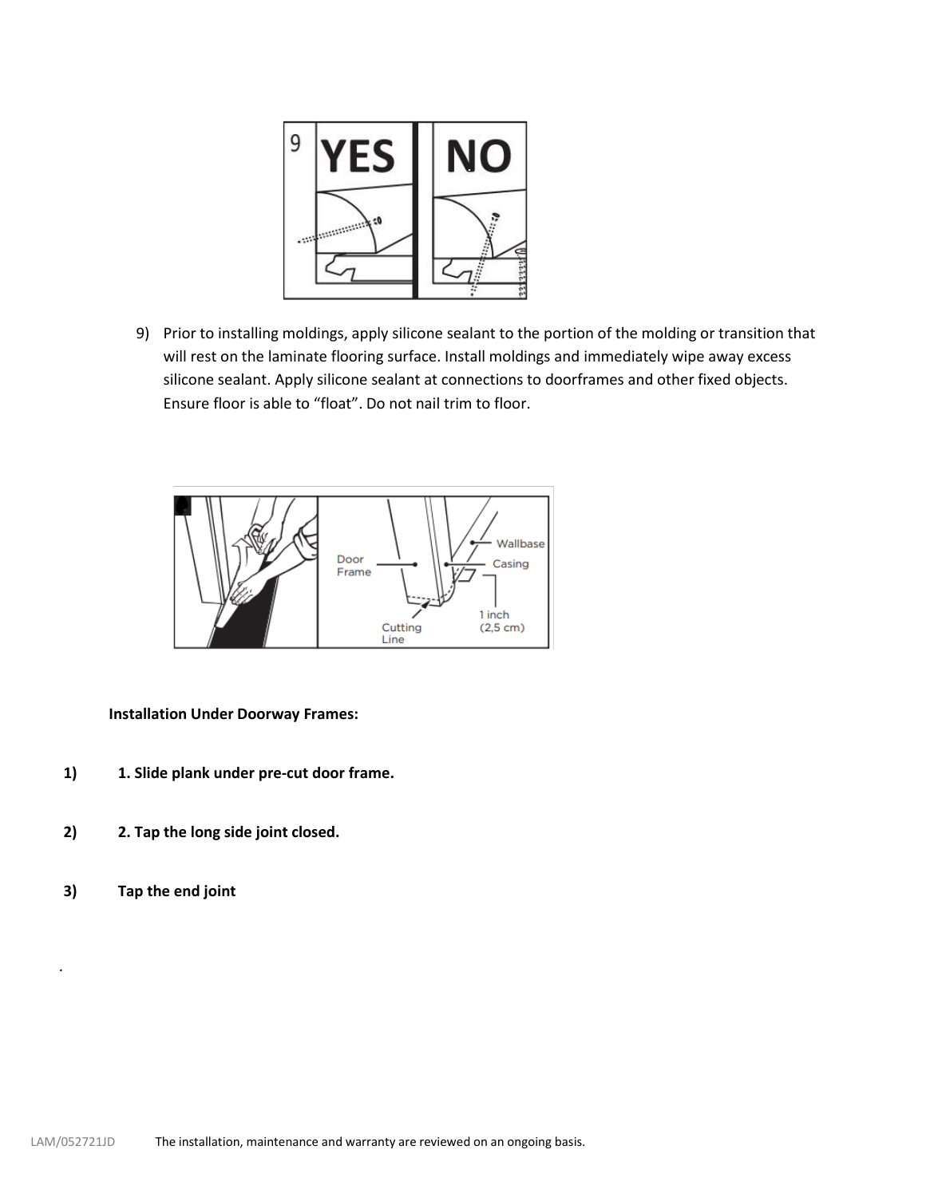9) Prior to installing moldings, apply silicone sealant to the portion of the molding or transition that will rest on the laminate flooring surface. Install moldings and immediately wipe away excess silicone sealant. Apply silicone sealant at connections to doorframes and other fixed objects. Ensure floor is able to "float". Do not nail trim to floor.

**Installation Under Doorway Frames:**

1) **1. Slide plank under pre-cut door frame.**

2) **2. Tap the long side joint closed.**

3) **Tap the end joint**

.

LAM/052721JD The installation, maintenance and warranty are reviewed on an ongoing basis.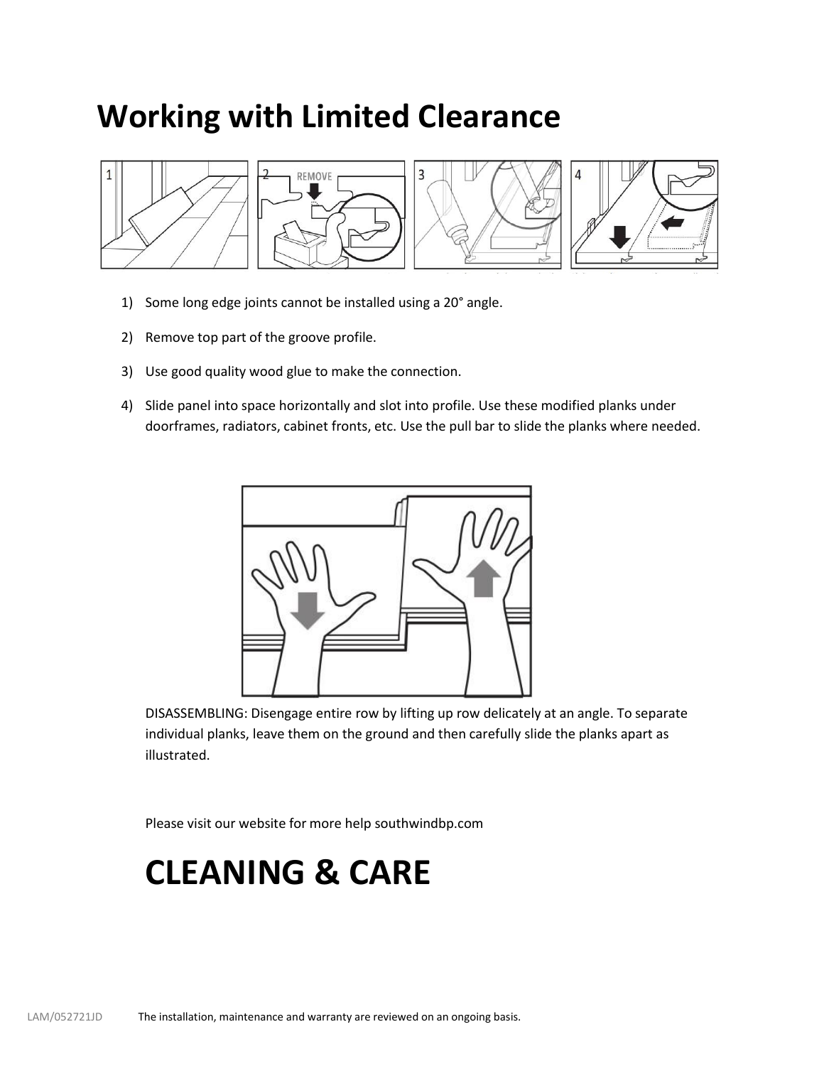# Working with Limited Clearance

1) Some long edge joints cannot be installed using a 20° angle.
2) Remove top part of the groove profile.
3) Use good quality wood glue to make the connection.
4) Slide panel into space horizontally and slot into profile. Use these modified planks under doorframes, radiators, cabinet fronts, etc. Use the pull bar to slide the planks where needed.

DISASSEMBLING: Disengage entire row by lifting up row delicately at an angle. To separate individual planks, leave them on the ground and then carefully slide the planks apart as illustrated.

Please visit our website for more help southwindbp.com

# CLEANING & CARE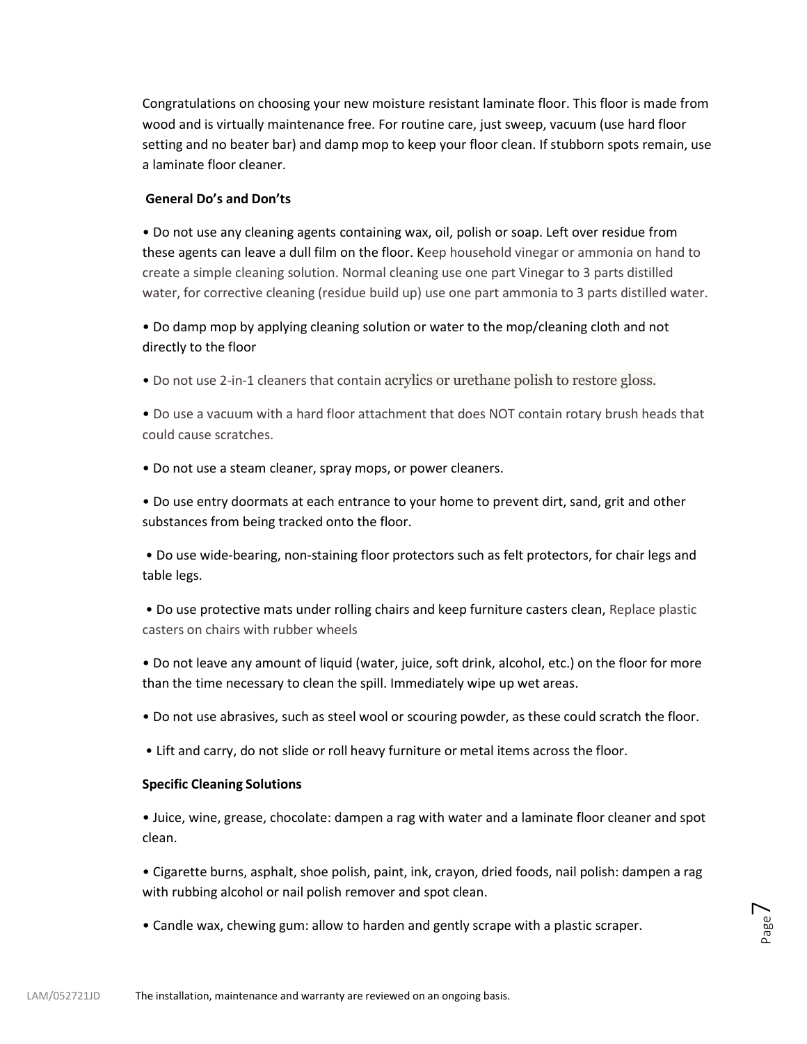Congratulations on choosing your new moisture resistant laminate floor. This floor is made from wood and is virtually maintenance free. For routine care, just sweep, vacuum (use hard floor setting and no beater bar) and damp mop to keep your floor clean. If stubborn spots remain, use a laminate floor cleaner.

**General Do's and Don'ts**

- Do not use any cleaning agents containing wax, oil, polish or soap. Left over residue from these agents can leave a dull film on the floor. Keep household vinegar or ammonia on hand to create a simple cleaning solution. Normal cleaning use one part Vinegar to 3 parts distilled water, for corrective cleaning (residue build up) use one part ammonia to 3 parts distilled water.
- Do damp mop by applying cleaning solution or water to the mop/cleaning cloth and not directly to the floor
- Do not use 2-in-1 cleaners that contain acrylics or urethane polish to restore gloss.
- Do use a vacuum with a hard floor attachment that does NOT contain rotary brush heads that could cause scratches.
- Do not use a steam cleaner, spray mops, or power cleaners.
- Do use entry doormats at each entrance to your home to prevent dirt, sand, grit and other substances from being tracked onto the floor.
- Do use wide-bearing, non-staining floor protectors such as felt protectors, for chair legs and table legs.
- Do use protective mats under rolling chairs and keep furniture casters clean, Replace plastic casters on chairs with rubber wheels
- Do not leave any amount of liquid (water, juice, soft drink, alcohol, etc.) on the floor for more than the time necessary to clean the spill. Immediately wipe up wet areas.
- Do not use abrasives, such as steel wool or scouring powder, as these could scratch the floor.
- Lift and carry, do not slide or roll heavy furniture or metal items across the floor.

**Specific Cleaning Solutions**

- Juice, wine, grease, chocolate: dampen a rag with water and a laminate floor cleaner and spot clean.
- Cigarette burns, asphalt, shoe polish, paint, ink, crayon, dried foods, nail polish: dampen a rag with rubbing alcohol or nail polish remover and spot clean.
- Candle wax, chewing gum: allow to harden and gently scrape with a plastic scraper.

LAM/052721JD The installation, maintenance and warranty are reviewed on an ongoing basis.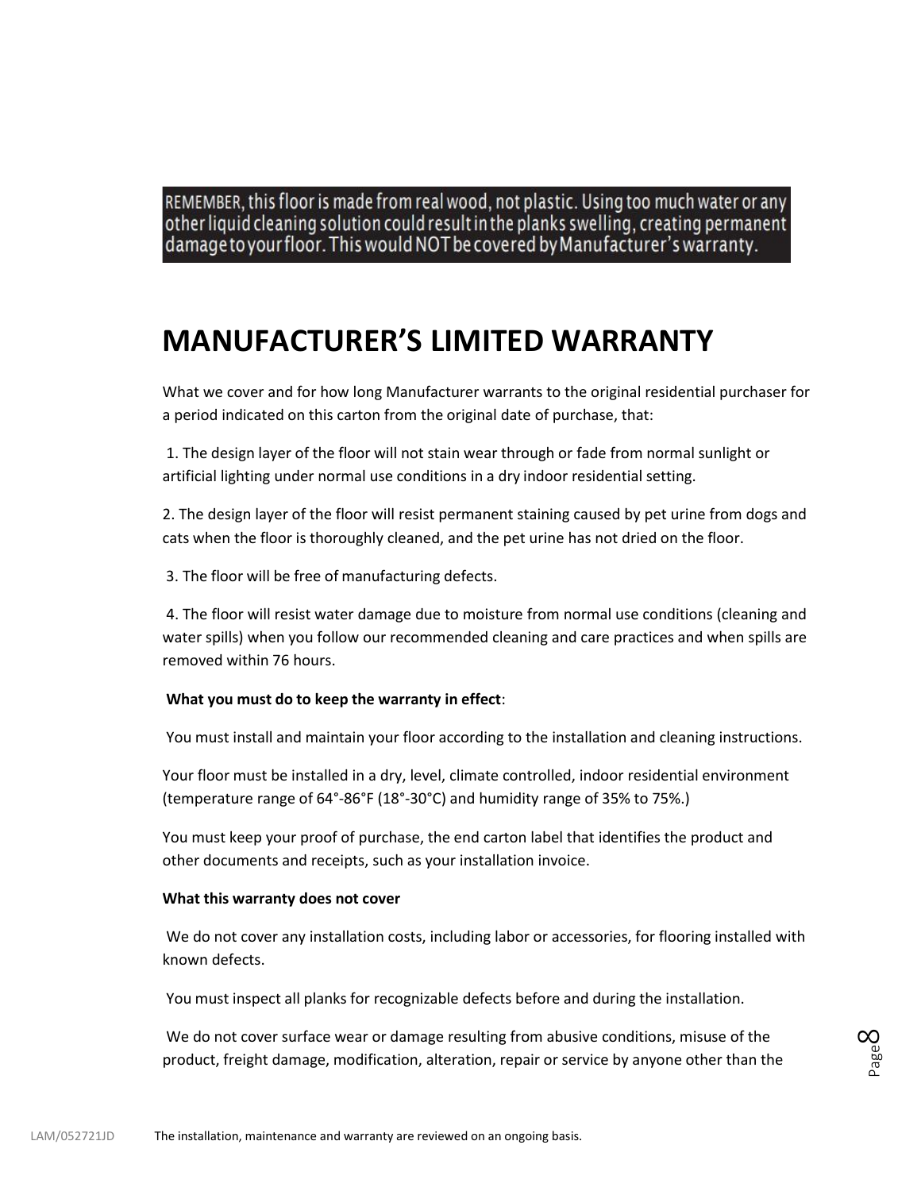REMEMBER, this floor is made from real wood, not plastic. Using too much water or any other liquid cleaning solution could result in the planks swelling, creating permanent damage to your floor. This would NOT be covered by Manufacturer's warranty.

# MANUFACTURER'S LIMITED WARRANTY

What we cover and for how long Manufacturer warrants to the original residential purchaser for a period indicated on this carton from the original date of purchase, that:

1. The design layer of the floor will not stain wear through or fade from normal sunlight or artificial lighting under normal use conditions in a dry indoor residential setting.

2. The design layer of the floor will resist permanent staining caused by pet urine from dogs and cats when the floor is thoroughly cleaned, and the pet urine has not dried on the floor.

3. The floor will be free of manufacturing defects.

4. The floor will resist water damage due to moisture from normal use conditions (cleaning and water spills) when you follow our recommended cleaning and care practices and when spills are removed within 76 hours.

**What you must do to keep the warranty in effect**:

You must install and maintain your floor according to the installation and cleaning instructions.

Your floor must be installed in a dry, level, climate controlled, indoor residential environment (temperature range of 64°-86°F (18°-30°C) and humidity range of 35% to 75%.)

You must keep your proof of purchase, the end carton label that identifies the product and other documents and receipts, such as your installation invoice.

**What this warranty does not cover**

We do not cover any installation costs, including labor or accessories, for flooring installed with known defects.

You must inspect all planks for recognizable defects before and during the installation.

We do not cover surface wear or damage resulting from abusive conditions, misuse of the product, freight damage, modification, alteration, repair or service by anyone other than the

LAM/052721JD The installation, maintenance and warranty are reviewed on an ongoing basis.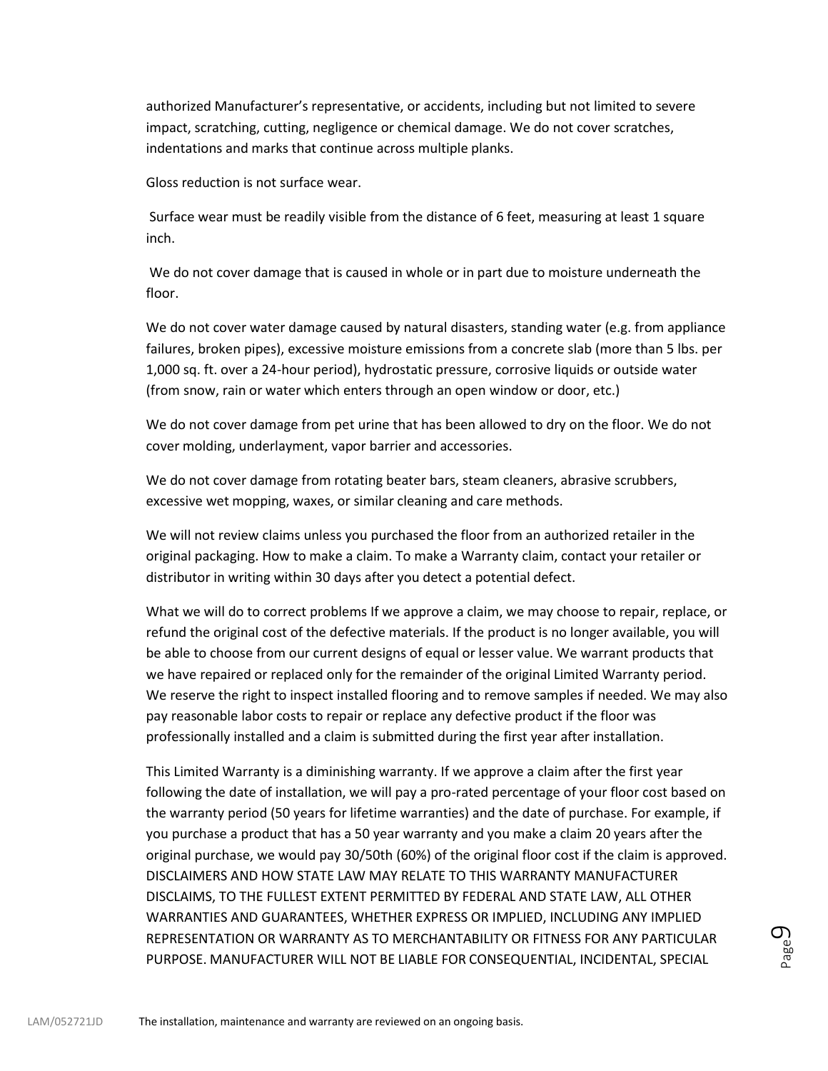authorized Manufacturer's representative, or accidents, including but not limited to severe impact, scratching, cutting, negligence or chemical damage. We do not cover scratches, indentations and marks that continue across multiple planks.

Gloss reduction is not surface wear.

Surface wear must be readily visible from the distance of 6 feet, measuring at least 1 square inch.

We do not cover damage that is caused in whole or in part due to moisture underneath the floor.

We do not cover water damage caused by natural disasters, standing water (e.g. from appliance failures, broken pipes), excessive moisture emissions from a concrete slab (more than 5 lbs. per 1,000 sq. ft. over a 24-hour period), hydrostatic pressure, corrosive liquids or outside water (from snow, rain or water which enters through an open window or door, etc.)

We do not cover damage from pet urine that has been allowed to dry on the floor. We do not cover molding, underlayment, vapor barrier and accessories.

We do not cover damage from rotating beater bars, steam cleaners, abrasive scrubbers, excessive wet mopping, waxes, or similar cleaning and care methods.

We will not review claims unless you purchased the floor from an authorized retailer in the original packaging. How to make a claim. To make a Warranty claim, contact your retailer or distributor in writing within 30 days after you detect a potential defect.

What we will do to correct problems If we approve a claim, we may choose to repair, replace, or refund the original cost of the defective materials. If the product is no longer available, you will be able to choose from our current designs of equal or lesser value. We warrant products that we have repaired or replaced only for the remainder of the original Limited Warranty period. We reserve the right to inspect installed flooring and to remove samples if needed. We may also pay reasonable labor costs to repair or replace any defective product if the floor was professionally installed and a claim is submitted during the first year after installation.

This Limited Warranty is a diminishing warranty. If we approve a claim after the first year following the date of installation, we will pay a pro-rated percentage of your floor cost based on the warranty period (50 years for lifetime warranties) and the date of purchase. For example, if you purchase a product that has a 50 year warranty and you make a claim 20 years after the original purchase, we would pay 30/50th (60%) of the original floor cost if the claim is approved. DISCLAIMERS AND HOW STATE LAW MAY RELATE TO THIS WARRANTY MANUFACTURER DISCLAIMS, TO THE FULLEST EXTENT PERMITTED BY FEDERAL AND STATE LAW, ALL OTHER WARRANTIES AND GUARANTEES, WHETHER EXPRESS OR IMPLIED, INCLUDING ANY IMPLIED REPRESENTATION OR WARRANTY AS TO MERCHANTABILITY OR FITNESS FOR ANY PARTICULAR PURPOSE. MANUFACTURER WILL NOT BE LIABLE FOR CONSEQUENTIAL, INCIDENTAL, SPECIAL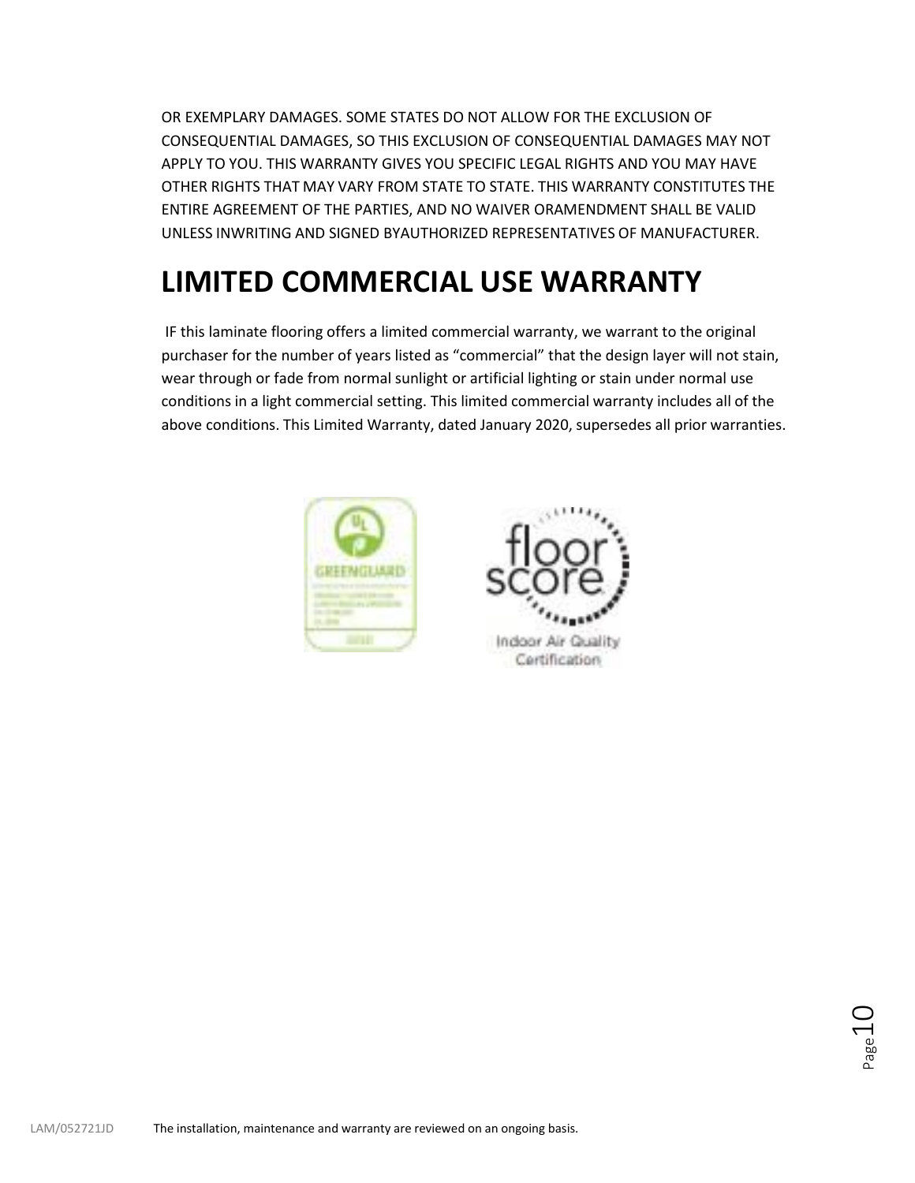OR EXEMPLARY DAMAGES. SOME STATES DO NOT ALLOW FOR THE EXCLUSION OF CONSEQUENTIAL DAMAGES, SO THIS EXCLUSION OF CONSEQUENTIAL DAMAGES MAY NOT APPLY TO YOU. THIS WARRANTY GIVES YOU SPECIFIC LEGAL RIGHTS AND YOU MAY HAVE OTHER RIGHTS THAT MAY VARY FROM STATE TO STATE. THIS WARRANTY CONSTITUTES THE ENTIRE AGREEMENT OF THE PARTIES, AND NO WAIVER ORAMENDMENT SHALL BE VALID UNLESS INWRITING AND SIGNED BYAUTHORIZED REPRESENTATIVES OF MANUFACTURER.

# LIMITED COMMERCIAL USE WARRANTY

IF this laminate flooring offers a limited commercial warranty, we warrant to the original purchaser for the number of years listed as "commercial" that the design layer will not stain, wear through or fade from normal sunlight or artificial lighting or stain under normal use conditions in a light commercial setting. This limited commercial warranty includes all of the above conditions. This Limited Warranty, dated January 2020, supersedes all prior warranties.

GREENGUARD

floor score

Indoor Air Quality Certification

LAM/052721JD The installation, maintenance and warranty are reviewed on an ongoing basis.